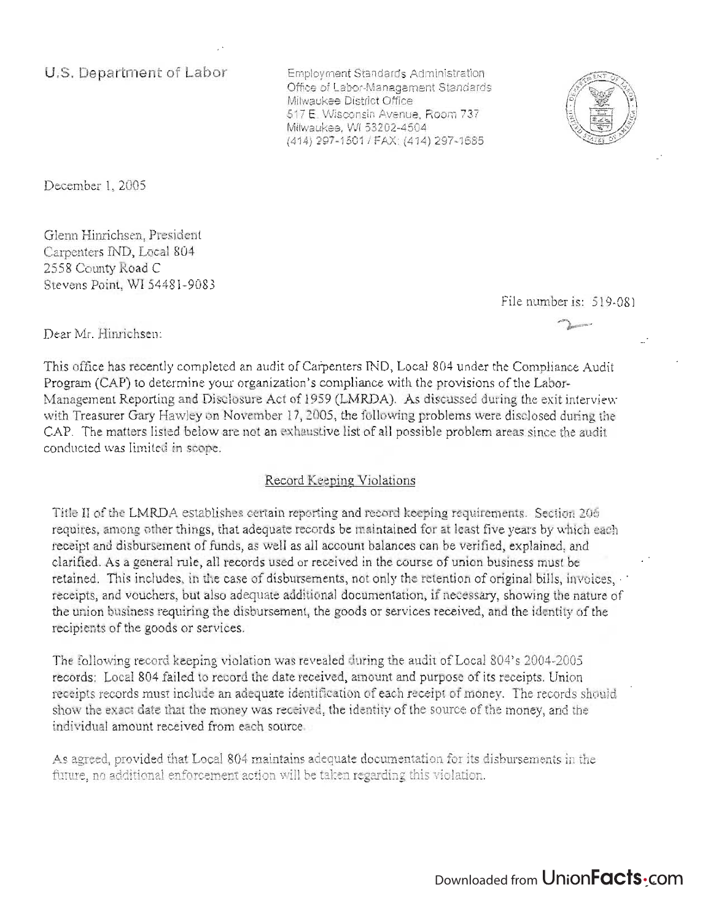U.S. Department of Labor

Employment Standards Administration
Office of Labor-Management Standards
Milwaukee District Office
517 E. Wisconsin Avenue, Room 737
Milwaukee, WI 53202-4504
(414) 297-1501 / FAX: (414) 297-1685

December 1, 2005

Glenn Hinrichsen, President
Carpenters IND, Local 804
2558 County Road C
Stevens Point, WI 54481-9083

File number is: 519-081

Dear Mr. Hinrichsen:

This office has recently completed an audit of Carpenters IND, Local 804 under the Compliance Audit Program (CAP) to determine your organization's compliance with the provisions of the Labor-Management Reporting and Disclosure Act of 1959 (LMRDA). As discussed during the exit interview with Treasurer Gary Hawley on November 17, 2005, the following problems were disclosed during the CAP. The matters listed below are not an exhaustive list of all possible problem areas since the audit conducted was limited in scope.

## Record Keeping Violations

Title II of the LMRDA establishes certain reporting and record keeping requirements. Section 206 requires, among other things, that adequate records be maintained for at least five years by which each receipt and disbursement of funds, as well as all account balances can be verified, explained, and clarified. As a general rule, all records used or received in the course of union business must be retained. This includes, in the case of disbursements, not only the retention of original bills, invoices, receipts, and vouchers, but also adequate additional documentation, if necessary, showing the nature of the union business requiring the disbursement, the goods or services received, and the identity of the recipients of the goods or services.

The following record keeping violation was revealed during the audit of Local 804's 2004-2005 records: Local 804 failed to record the date received, amount and purpose of its receipts. Union receipts records must include an adequate identification of each receipt of money. The records should show the exact date that the money was received, the identity of the source of the money, and the individual amount received from each source.

As agreed, provided that Local 804 maintains adequate documentation for its disbursements in the future, no additional enforcement action will be taken regarding this violation.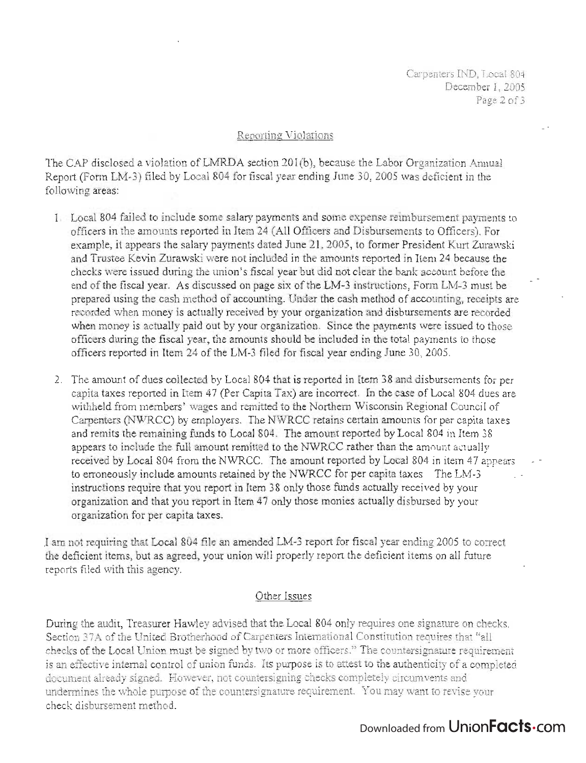## Reporting Violations

The CAP disclosed a violation of LMRDA section 201(b), because the Labor Organization Annual Report (Form LM-3) filed by Local 804 for fiscal year ending June 30, 2005 was deficient in the following areas:

1. Local 804 failed to include some salary payments and some expense reimbursement payments to officers in the amounts reported in Item 24 (All Officers and Disbursements to Officers). For example, it appears the salary payments dated June 21, 2005, to former President Kurt Zurawski and Trustee Kevin Zurawski were not included in the amounts reported in Item 24 because the checks were issued during the union's fiscal year but did not clear the bank account before the end of the fiscal year. As discussed on page six of the LM-3 instructions, Form LM-3 must be prepared using the cash method of accounting. Under the cash method of accounting, receipts are recorded when money is actually received by your organization and disbursements are recorded when money is actually paid out by your organization. Since the payments were issued to those officers during the fiscal year, the amounts should be included in the total payments to those officers reported in Item 24 of the LM-3 filed for fiscal year ending June 30, 2005.

2. The amount of dues collected by Local 804 that is reported in Item 38 and disbursements for per capita taxes reported in Item 47 (Per Capita Tax) are incorrect. In the case of Local 804 dues are withheld from members' wages and remitted to the Northern Wisconsin Regional Council of Carpenters (NWRCC) by employers. The NWRCC retains certain amounts for per capita taxes and remits the remaining funds to Local 804. The amount reported by Local 804 in Item 38 appears to include the full amount remitted to the NWRCC rather than the amount actually received by Local 804 from the NWRCC. The amount reported by Local 804 in item 47 appears to erroneously include amounts retained by the NWRCC for per capita taxes. The LM-3 instructions require that you report in Item 38 only those funds actually received by your organization and that you report in Item 47 only those monies actually disbursed by your organization for per capita taxes.

I am not requiring that Local 804 file an amended LM-3 report for fiscal year ending 2005 to correct the deficient items, but as agreed, your union will properly report the deficient items on all future reports filed with this agency.

## Other Issues

During the audit, Treasurer Hawley advised that the Local 804 only requires one signature on checks. Section 37A of the United Brotherhood of Carpenters International Constitution requires that "all checks of the Local Union must be signed by two or more officers." The countersignature requirement is an effective internal control of union funds. Its purpose is to attest to the authenticity of a completed document already signed. However, not countersigning checks completely circumvents and undermines the whole purpose of the countersignature requirement. You may want to revise your check disbursement method.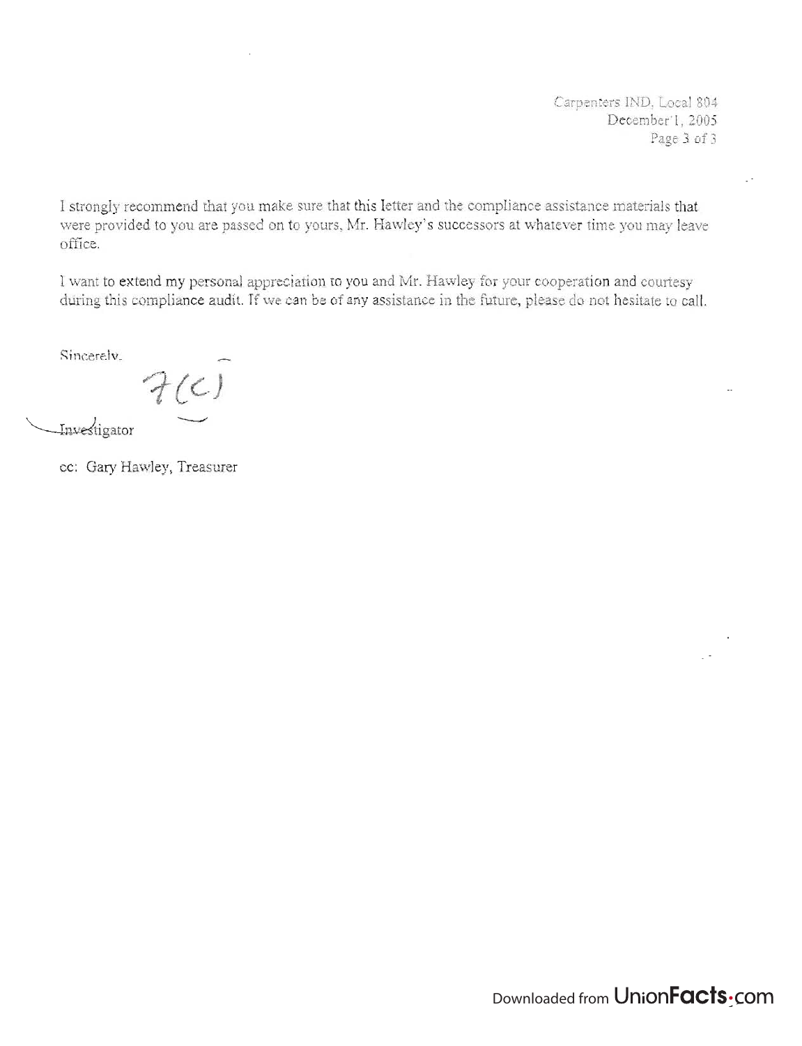I strongly recommend that you make sure that this letter and the compliance assistance materials that were provided to you are passed on to yours, Mr. Hawley's successors at whatever time you may leave office.

I want to extend my personal appreciation to you and Mr. Hawley for your cooperation and courtesy during this compliance audit. If we can be of any assistance in the future, please do not hesitate to call.

Sincerely,

7(C)

Investigator

cc: Gary Hawley, Treasurer